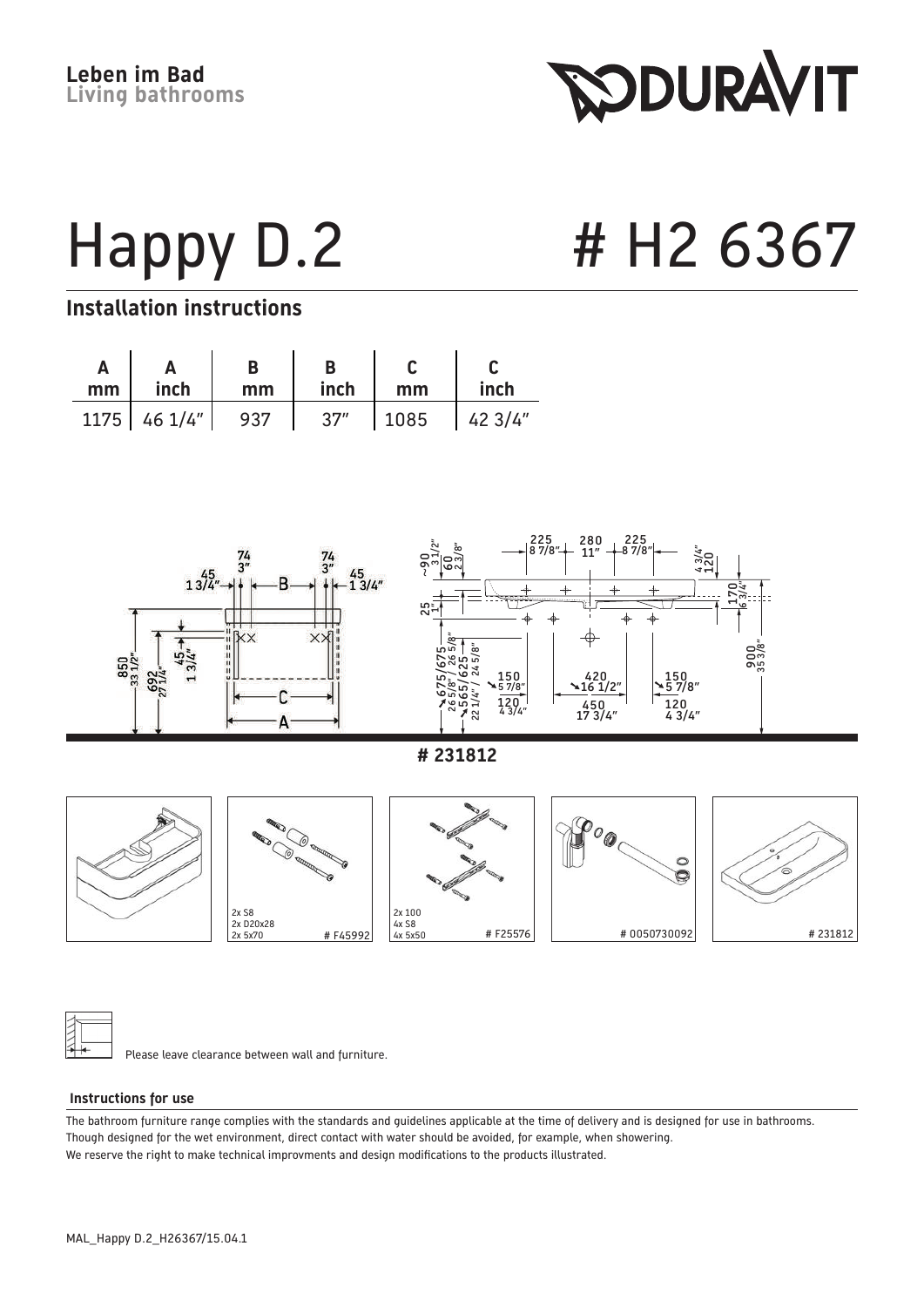Leben im Bad
Living bathrooms

DURAVIT

# Happy D.2 # H2 6367

## Installation instructions

| A mm | A inch | B mm | B inch | C mm | C inch |
|---|---|---|---|---|---|
| 1175 | 46 1/4" | 937 | 37" | 1085 | 42 3/4" |

**# 231812**

2x S8
2x D20x28
2x 5x70 # F45992

2x 100
4x S8
4x 5x50 # F25576

# 0050730092

# 231812

Please leave clearance between wall and furniture.

**Instructions for use**

The bathroom furniture range complies with the standards and guidelines applicable at the time of delivery and is designed for use in bathrooms.
Though designed for the wet environment, direct contact with water should be avoided, for example, when showering.
We reserve the right to make technical improvments and design modifications to the products illustrated.

MAL_Happy D.2_H26367/15.04.1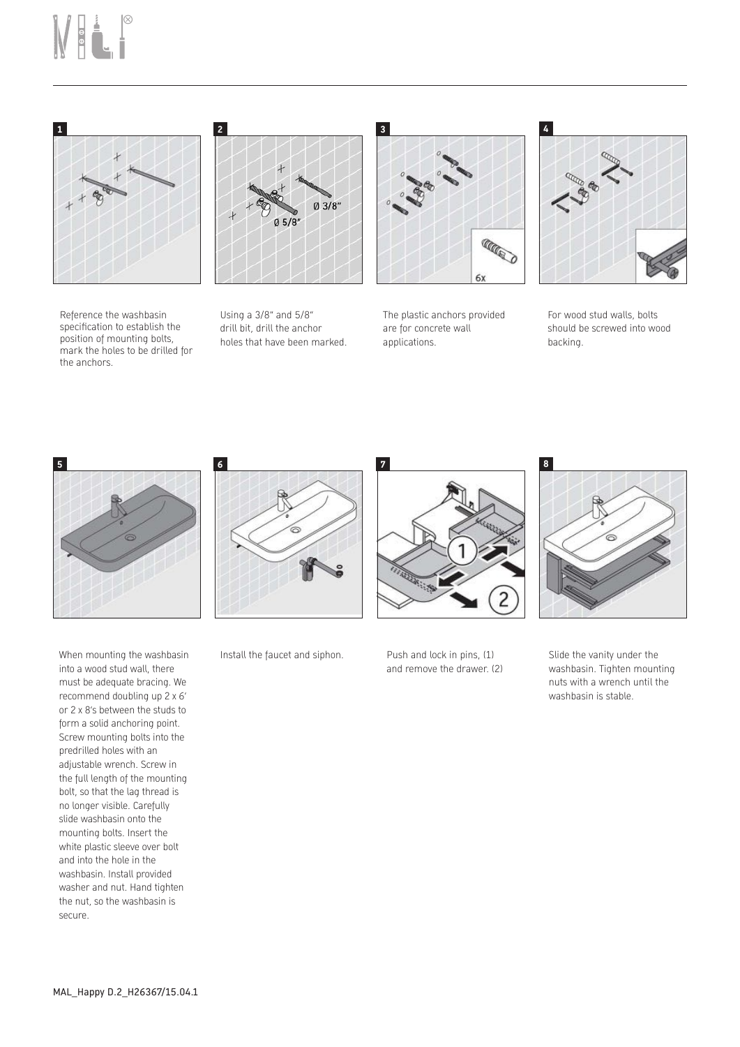**1**

Reference the washbasin specification to establish the position of mounting bolts, mark the holes to be drilled for the anchors.

**2**

Ø 3/8"

Ø 5/8"

Using a 3/8" and 5/8" drill bit, drill the anchor holes that have been marked.

**3**

6x

The plastic anchors provided are for concrete wall applications.

**4**

For wood stud walls, bolts should be screwed into wood backing.

**5**

When mounting the washbasin into a wood stud wall, there must be adequate bracing. We recommend doubling up 2 x 6' or 2 x 8's between the studs to form a solid anchoring point. Screw mounting bolts into the predrilled holes with an adjustable wrench. Screw in the full length of the mounting bolt, so that the lag thread is no longer visible. Carefully slide washbasin onto the mounting bolts. Insert the white plastic sleeve over bolt and into the hole in the washbasin. Install provided washer and nut. Hand tighten the nut, so the washbasin is secure.

**6**

Install the faucet and siphon.

**7**

Push and lock in pins, (1) and remove the drawer. (2)

**8**

Slide the vanity under the washbasin. Tighten mounting nuts with a wrench until the washbasin is stable.

MAL_Happy D.2_H26367/15.04.1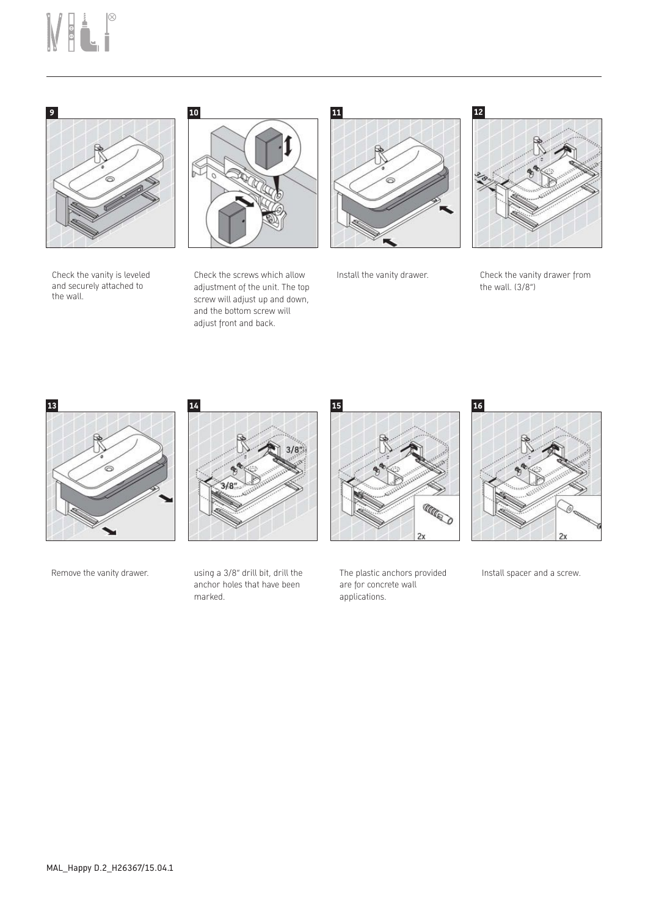**9**

Check the vanity is leveled and securely attached to the wall.

**10**

Check the screws which allow adjustment of the unit. The top screw will adjust up and down, and the bottom screw will adjust front and back.

**11**

Install the vanity drawer.

**12**

Check the vanity drawer from the wall. (3/8")

**13**

Remove the vanity drawer.

**14**

using a 3/8" drill bit, drill the anchor holes that have been marked.

**15**

The plastic anchors provided are for concrete wall applications.

**16**

Install spacer and a screw.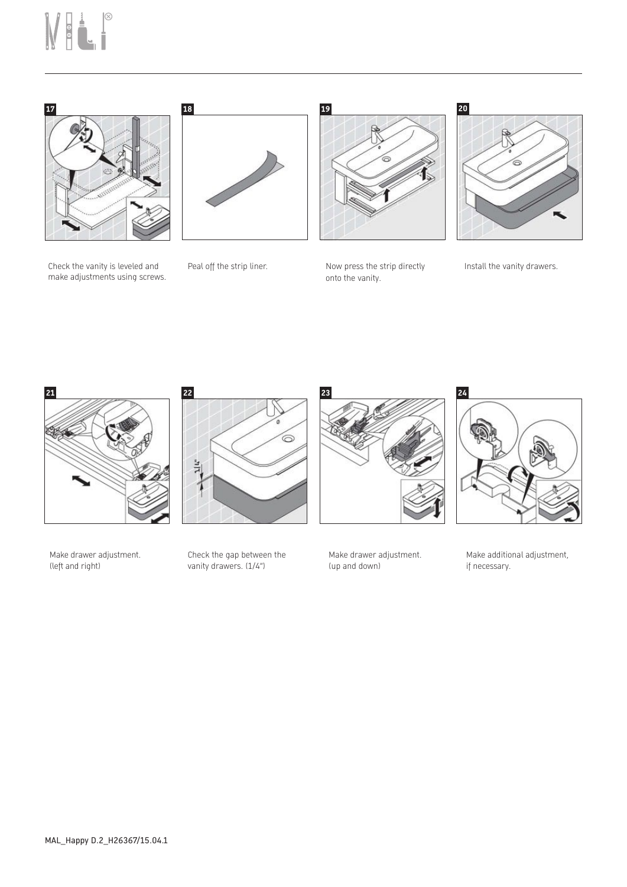**17**

Check the vanity is leveled and make adjustments using screws.

**18**

Peal off the strip liner.

**19**

Now press the strip directly onto the vanity.

**20**

Install the vanity drawers.

**21**

Make drawer adjustment. (left and right)

**22**

Check the gap between the vanity drawers. (1/4")

**23**

Make drawer adjustment. (up and down)

**24**

Make additional adjustment, if necessary.

MAL_Happy D.2_H26367/15.04.1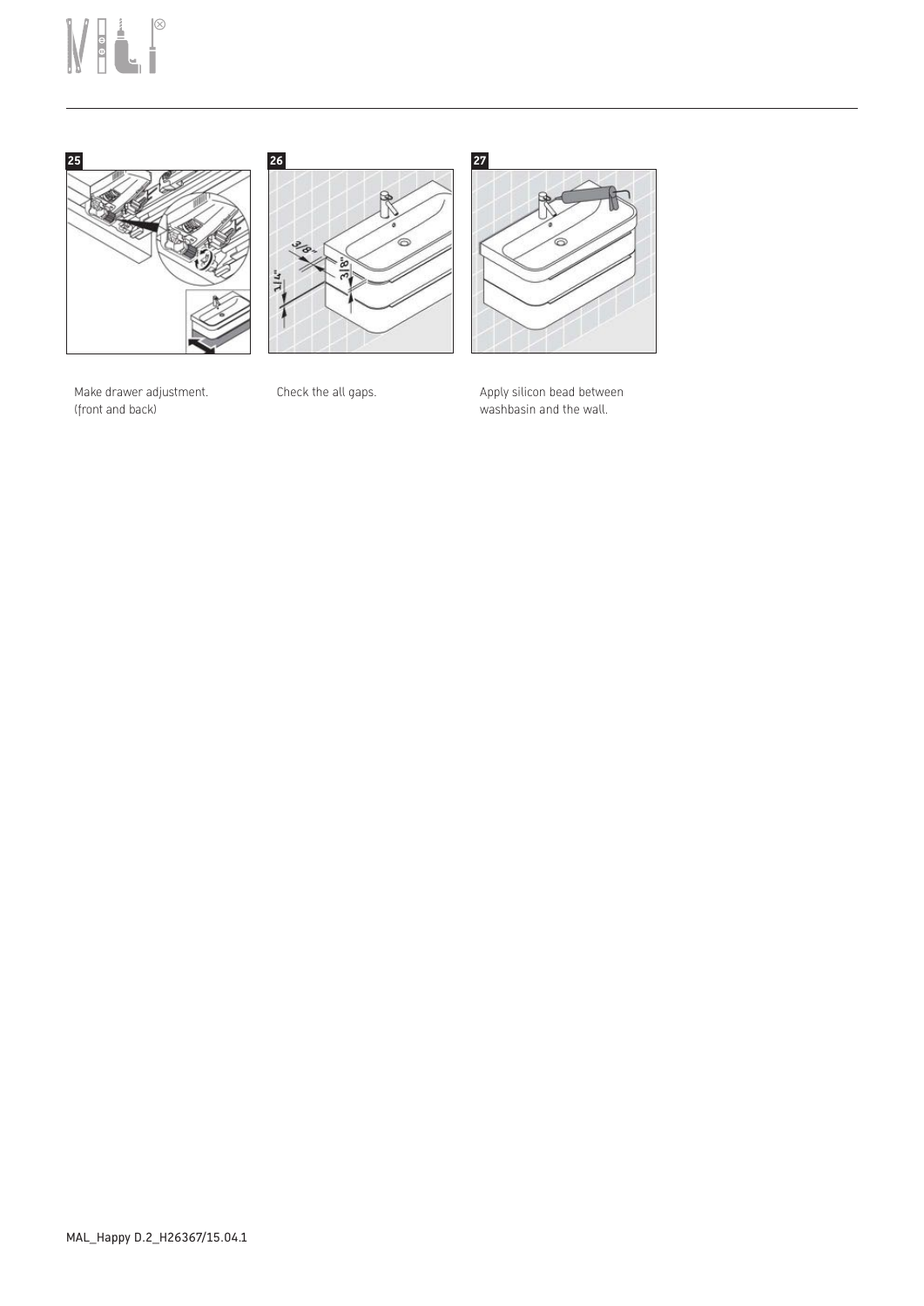25

Make drawer adjustment.
(front and back)

26

Check the all gaps.

27

Apply silicon bead between washbasin and the wall.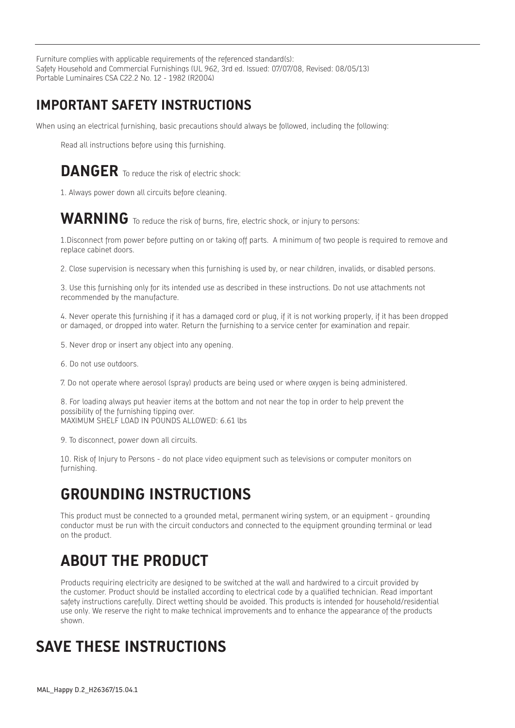Furniture complies with applicable requirements of the referenced standard(s):
Safety Household and Commercial Furnishings (UL 962, 3rd ed. Issued: 07/07/08, Revised: 08/05/13)
Portable Luminaires CSA C22.2 No. 12 - 1982 (R2004)

## IMPORTANT SAFETY INSTRUCTIONS

When using an electrical furnishing, basic precautions should always be followed, including the following:

Read all instructions before using this furnishing.

**DANGER** To reduce the risk of electric shock:

1. Always power down all circuits before cleaning.

**WARNING** To reduce the risk of burns, fire, electric shock, or injury to persons:

1. Disconnect from power before putting on or taking off parts. A minimum of two people is required to remove and replace cabinet doors.

2. Close supervision is necessary when this furnishing is used by, or near children, invalids, or disabled persons.

3. Use this furnishing only for its intended use as described in these instructions. Do not use attachments not recommended by the manufacture.

4. Never operate this furnishing if it has a damaged cord or plug, if it is not working properly, if it has been dropped or damaged, or dropped into water. Return the furnishing to a service center for examination and repair.

5. Never drop or insert any object into any opening.

6. Do not use outdoors.

7. Do not operate where aerosol (spray) products are being used or where oxygen is being administered.

8. For loading always put heavier items at the bottom and not near the top in order to help prevent the possibility of the furnishing tipping over.
MAXIMUM SHELF LOAD IN POUNDS ALLOWED: 6.61 lbs

9. To disconnect, power down all circuits.

10. Risk of Injury to Persons - do not place video equipment such as televisions or computer monitors on furnishing.

## GROUNDING INSTRUCTIONS

This product must be connected to a grounded metal, permanent wiring system, or an equipment - grounding conductor must be run with the circuit conductors and connected to the equipment grounding terminal or lead on the product.

## ABOUT THE PRODUCT

Products requiring electricity are designed to be switched at the wall and hardwired to a circuit provided by the customer. Product should be installed according to electrical code by a qualified technician. Read important safety instructions carefully. Direct wetting should be avoided. This products is intended for household/residential use only. We reserve the right to make technical improvements and to enhance the appearance of the products shown.

## SAVE THESE INSTRUCTIONS

MAL_Happy D.2_H26367/15.04.1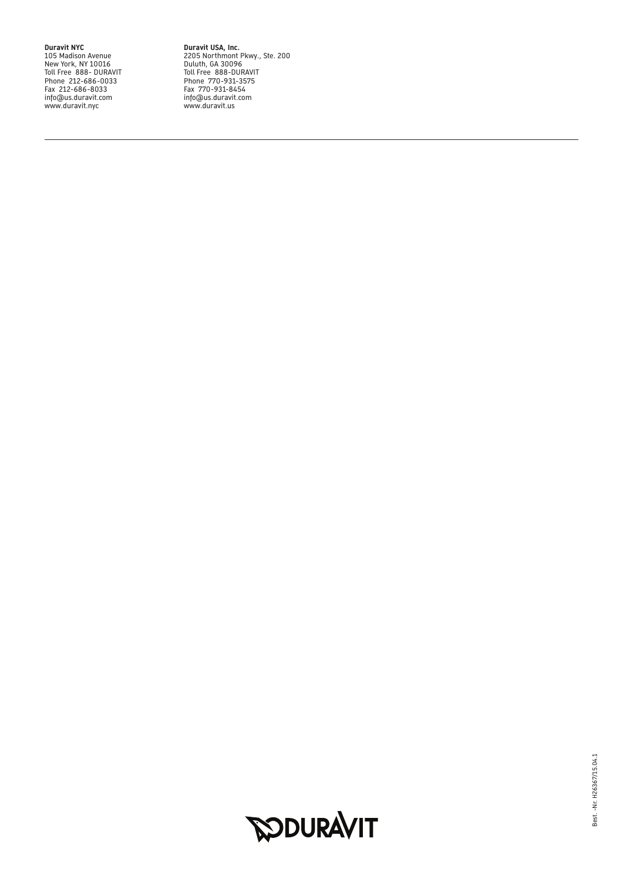**Duravit NYC**
105 Madison Avenue
New York, NY 10016
Toll Free 888- DURAVIT
Phone 212-686-0033
Fax 212-686-8033
info@us.duravit.com
www.duravit.nyc

**Duravit USA, Inc.**
2205 Northmont Pkwy., Ste. 200
Duluth, GA 30096
Toll Free 888-DURAVIT
Phone 770-931-3575
Fax 770-931-8454
info@us.duravit.com
www.duravit.us

---

DURAVIT

Best. -Nr. H26367/15.04.1